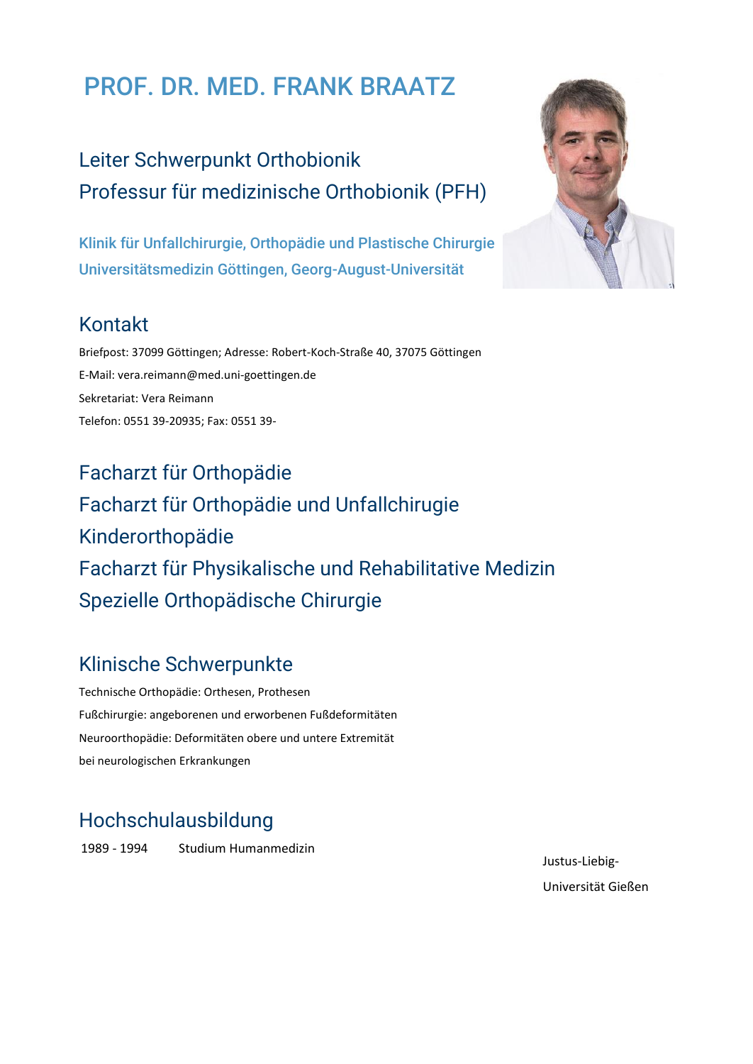# PROF. DR. MED. FRANK BRAATZ

## Leiter Schwerpunkt Orthobionik
## Professur für medizinische Orthobionik (PFH)

**Klinik für Unfallchirurgie, Orthopädie und Plastische Chirurgie**
**Universitätsmedizin Göttingen, Georg-August-Universität**

## Kontakt

Briefpost: 37099 Göttingen; Adresse: Robert-Koch-Straße 40, 37075 Göttingen
E-Mail: vera.reimann@med.uni-goettingen.de
Sekretariat: Vera Reimann
Telefon: 0551 39-20935; Fax: 0551 39-

## Facharzt für Orthopädie
## Facharzt für Orthopädie und Unfallchirurgie
## Kinderorthopädie
## Facharzt für Physikalische und Rehabilitative Medizin
## Spezielle Orthopädische Chirurgie

## Klinische Schwerpunkte

Technische Orthopädie: Orthesen, Prothesen
Fußchirurgie: angeborenen und erworbenen Fußdeformitäten
Neuroorthopädie: Deformitäten obere und untere Extremität
bei neurologischen Erkrankungen

## Hochschulausbildung

| | | |
|---|---|---|
| 1989 - 1994 | Studium Humanmedizin | Justus-Liebig-Universität Gießen |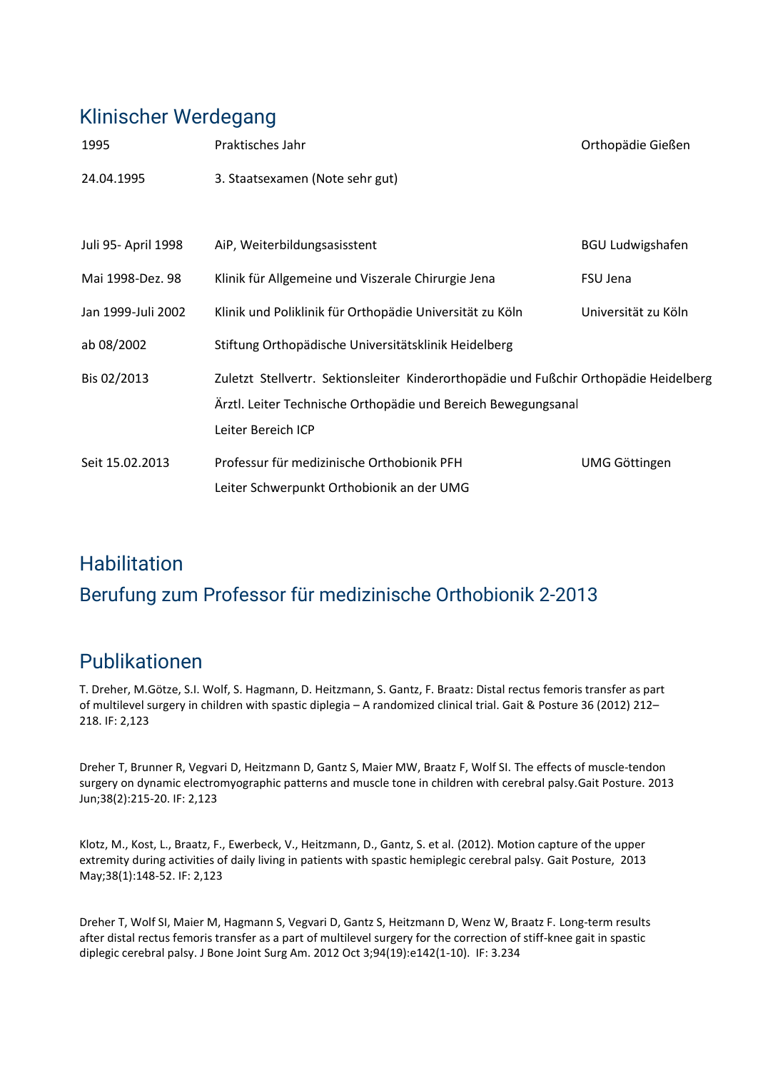## Klinischer Werdegang

| | | |
|---|---|---|
| 1995 | Praktisches Jahr | Orthopädie Gießen |
| 24.04.1995 | 3. Staatsexamen (Note sehr gut) | |
| | | |
| Juli 95- April 1998 | AiP, Weiterbildungsasisstent | BGU Ludwigshafen |
| Mai 1998-Dez. 98 | Klinik für Allgemeine und Viszerale Chirurgie Jena | FSU Jena |
| Jan 1999-Juli 2002 | Klinik und Poliklinik für Orthopädie Universität zu Köln | Universität zu Köln |
| ab 08/2002 | Stiftung Orthopädische Universitätsklinik Heidelberg | |
| Bis 02/2013 | Zuletzt Stellvertr. Sektionsleiter Kinderorthopädie und Fußchir<br>Ärztl. Leiter Technische Orthopädie und Bereich Bewegungsanal<br>Leiter Bereich ICP | Orthopädie Heidelberg |
| Seit 15.02.2013 | Professur für medizinische Orthobionik PFH<br>Leiter Schwerpunkt Orthobionik an der UMG | UMG Göttingen |

## Habilitation

## Berufung zum Professor für medizinische Orthobionik 2-2013

## Publikationen

T. Dreher, M.Götze, S.I. Wolf, S. Hagmann, D. Heitzmann, S. Gantz, F. Braatz: Distal rectus femoris transfer as part of multilevel surgery in children with spastic diplegia – A randomized clinical trial. Gait & Posture 36 (2012) 212–218. IF: 2,123

Dreher T, Brunner R, Vegvari D, Heitzmann D, Gantz S, Maier MW, Braatz F, Wolf SI. The effects of muscle-tendon surgery on dynamic electromyographic patterns and muscle tone in children with cerebral palsy.Gait Posture. 2013 Jun;38(2):215-20. IF: 2,123

Klotz, M., Kost, L., Braatz, F., Ewerbeck, V., Heitzmann, D., Gantz, S. et al. (2012). Motion capture of the upper extremity during activities of daily living in patients with spastic hemiplegic cerebral palsy. Gait Posture, 2013 May;38(1):148-52. IF: 2,123

Dreher T, Wolf SI, Maier M, Hagmann S, Vegvari D, Gantz S, Heitzmann D, Wenz W, Braatz F. Long-term results after distal rectus femoris transfer as a part of multilevel surgery for the correction of stiff-knee gait in spastic diplegic cerebral palsy. J Bone Joint Surg Am. 2012 Oct 3;94(19):e142(1-10). IF: 3.234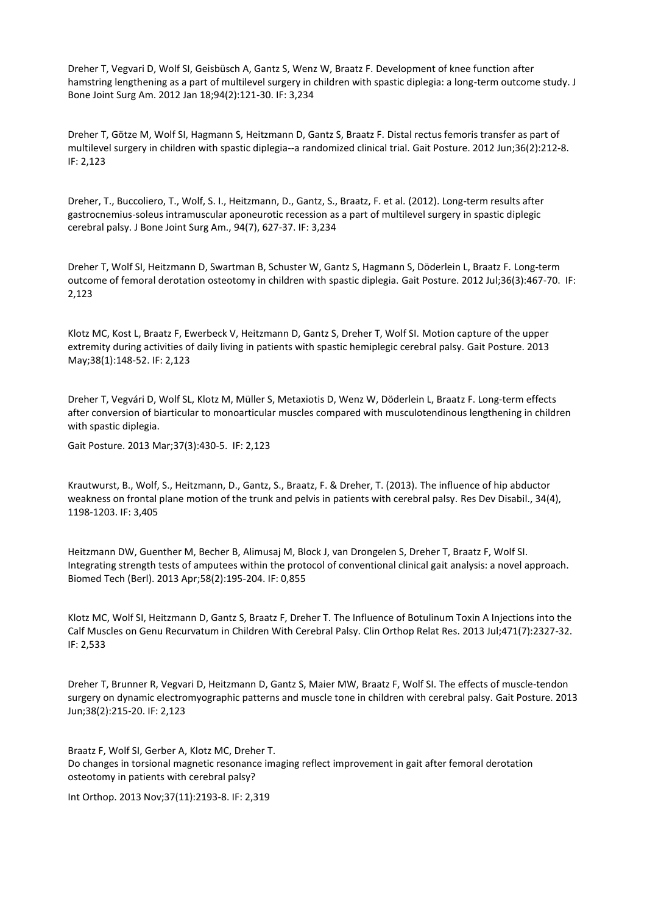Dreher T, Vegvari D, Wolf SI, Geisbüsch A, Gantz S, Wenz W, Braatz F. Development of knee function after hamstring lengthening as a part of multilevel surgery in children with spastic diplegia: a long-term outcome study. J Bone Joint Surg Am. 2012 Jan 18;94(2):121-30. IF: 3,234

Dreher T, Götze M, Wolf SI, Hagmann S, Heitzmann D, Gantz S, Braatz F. Distal rectus femoris transfer as part of multilevel surgery in children with spastic diplegia--a randomized clinical trial. Gait Posture. 2012 Jun;36(2):212-8. IF: 2,123

Dreher, T., Buccoliero, T., Wolf, S. I., Heitzmann, D., Gantz, S., Braatz, F. et al. (2012). Long-term results after gastrocnemius-soleus intramuscular aponeurotic recession as a part of multilevel surgery in spastic diplegic cerebral palsy. J Bone Joint Surg Am., 94(7), 627-37. IF: 3,234

Dreher T, Wolf SI, Heitzmann D, Swartman B, Schuster W, Gantz S, Hagmann S, Döderlein L, Braatz F. Long-term outcome of femoral derotation osteotomy in children with spastic diplegia. Gait Posture. 2012 Jul;36(3):467-70. IF: 2,123

Klotz MC, Kost L, Braatz F, Ewerbeck V, Heitzmann D, Gantz S, Dreher T, Wolf SI. Motion capture of the upper extremity during activities of daily living in patients with spastic hemiplegic cerebral palsy. Gait Posture. 2013 May;38(1):148-52. IF: 2,123

Dreher T, Vegvári D, Wolf SL, Klotz M, Müller S, Metaxiotis D, Wenz W, Döderlein L, Braatz F. Long-term effects after conversion of biarticular to monoarticular muscles compared with musculotendinous lengthening in children with spastic diplegia.

Gait Posture. 2013 Mar;37(3):430-5. IF: 2,123

Krautwurst, B., Wolf, S., Heitzmann, D., Gantz, S., Braatz, F. & Dreher, T. (2013). The influence of hip abductor weakness on frontal plane motion of the trunk and pelvis in patients with cerebral palsy. Res Dev Disabil., 34(4), 1198-1203. IF: 3,405

Heitzmann DW, Guenther M, Becher B, Alimusaj M, Block J, van Drongelen S, Dreher T, Braatz F, Wolf SI. Integrating strength tests of amputees within the protocol of conventional clinical gait analysis: a novel approach. Biomed Tech (Berl). 2013 Apr;58(2):195-204. IF: 0,855

Klotz MC, Wolf SI, Heitzmann D, Gantz S, Braatz F, Dreher T. The Influence of Botulinum Toxin A Injections into the Calf Muscles on Genu Recurvatum in Children With Cerebral Palsy. Clin Orthop Relat Res. 2013 Jul;471(7):2327-32. IF: 2,533

Dreher T, Brunner R, Vegvari D, Heitzmann D, Gantz S, Maier MW, Braatz F, Wolf SI. The effects of muscle-tendon surgery on dynamic electromyographic patterns and muscle tone in children with cerebral palsy. Gait Posture. 2013 Jun;38(2):215-20. IF: 2,123

Braatz F, Wolf SI, Gerber A, Klotz MC, Dreher T.
Do changes in torsional magnetic resonance imaging reflect improvement in gait after femoral derotation osteotomy in patients with cerebral palsy?

Int Orthop. 2013 Nov;37(11):2193-8. IF: 2,319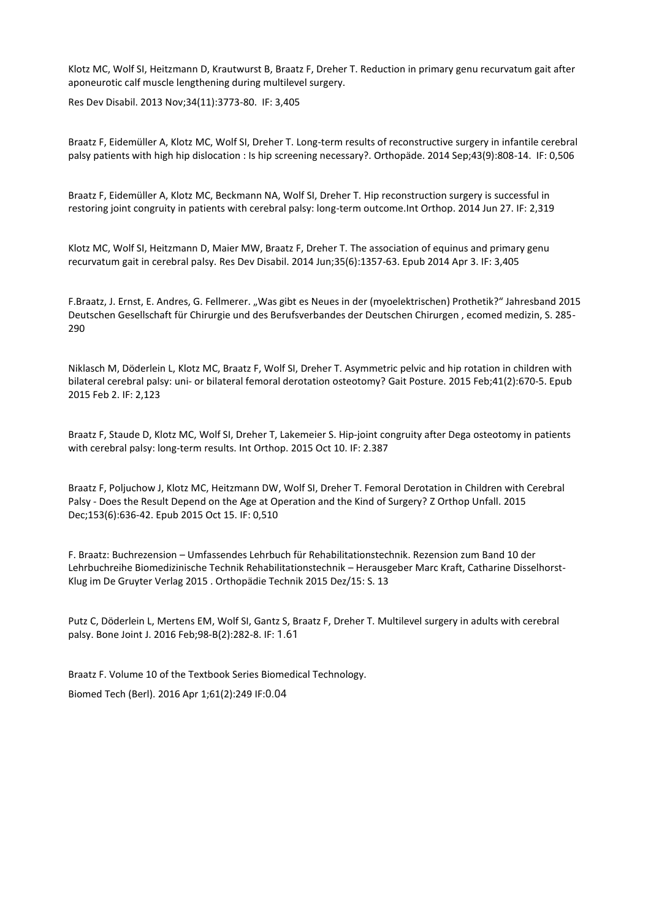Klotz MC, Wolf SI, Heitzmann D, Krautwurst B, Braatz F, Dreher T. Reduction in primary genu recurvatum gait after aponeurotic calf muscle lengthening during multilevel surgery.

Res Dev Disabil. 2013 Nov;34(11):3773-80. IF: 3,405

Braatz F, Eidemüller A, Klotz MC, Wolf SI, Dreher T. Long-term results of reconstructive surgery in infantile cerebral palsy patients with high hip dislocation : Is hip screening necessary?. Orthopäde. 2014 Sep;43(9):808-14. IF: 0,506

Braatz F, Eidemüller A, Klotz MC, Beckmann NA, Wolf SI, Dreher T. Hip reconstruction surgery is successful in restoring joint congruity in patients with cerebral palsy: long-term outcome.Int Orthop. 2014 Jun 27. IF: 2,319

Klotz MC, Wolf SI, Heitzmann D, Maier MW, Braatz F, Dreher T. The association of equinus and primary genu recurvatum gait in cerebral palsy. Res Dev Disabil. 2014 Jun;35(6):1357-63. Epub 2014 Apr 3. IF: 3,405

F.Braatz, J. Ernst, E. Andres, G. Fellmerer. „Was gibt es Neues in der (myoelektrischen) Prothetik?" Jahresband 2015 Deutschen Gesellschaft für Chirurgie und des Berufsverbandes der Deutschen Chirurgen , ecomed medizin, S. 285-290

Niklasch M, Döderlein L, Klotz MC, Braatz F, Wolf SI, Dreher T. Asymmetric pelvic and hip rotation in children with bilateral cerebral palsy: uni- or bilateral femoral derotation osteotomy? Gait Posture. 2015 Feb;41(2):670-5. Epub 2015 Feb 2. IF: 2,123

Braatz F, Staude D, Klotz MC, Wolf SI, Dreher T, Lakemeier S. Hip-joint congruity after Dega osteotomy in patients with cerebral palsy: long-term results. Int Orthop. 2015 Oct 10. IF: 2.387

Braatz F, Poljuchow J, Klotz MC, Heitzmann DW, Wolf SI, Dreher T. Femoral Derotation in Children with Cerebral Palsy - Does the Result Depend on the Age at Operation and the Kind of Surgery? Z Orthop Unfall. 2015 Dec;153(6):636-42. Epub 2015 Oct 15. IF: 0,510

F. Braatz: Buchrezension – Umfassendes Lehrbuch für Rehabilitationstechnik. Rezension zum Band 10 der Lehrbuchreihe Biomedizinische Technik Rehabilitationstechnik – Herausgeber Marc Kraft, Catharine Disselhorst-Klug im De Gruyter Verlag 2015 . Orthopädie Technik 2015 Dez/15: S. 13

Putz C, Döderlein L, Mertens EM, Wolf SI, Gantz S, Braatz F, Dreher T. Multilevel surgery in adults with cerebral palsy. Bone Joint J. 2016 Feb;98-B(2):282-8. IF: 1.61

Braatz F. Volume 10 of the Textbook Series Biomedical Technology.

Biomed Tech (Berl). 2016 Apr 1;61(2):249 IF:0.04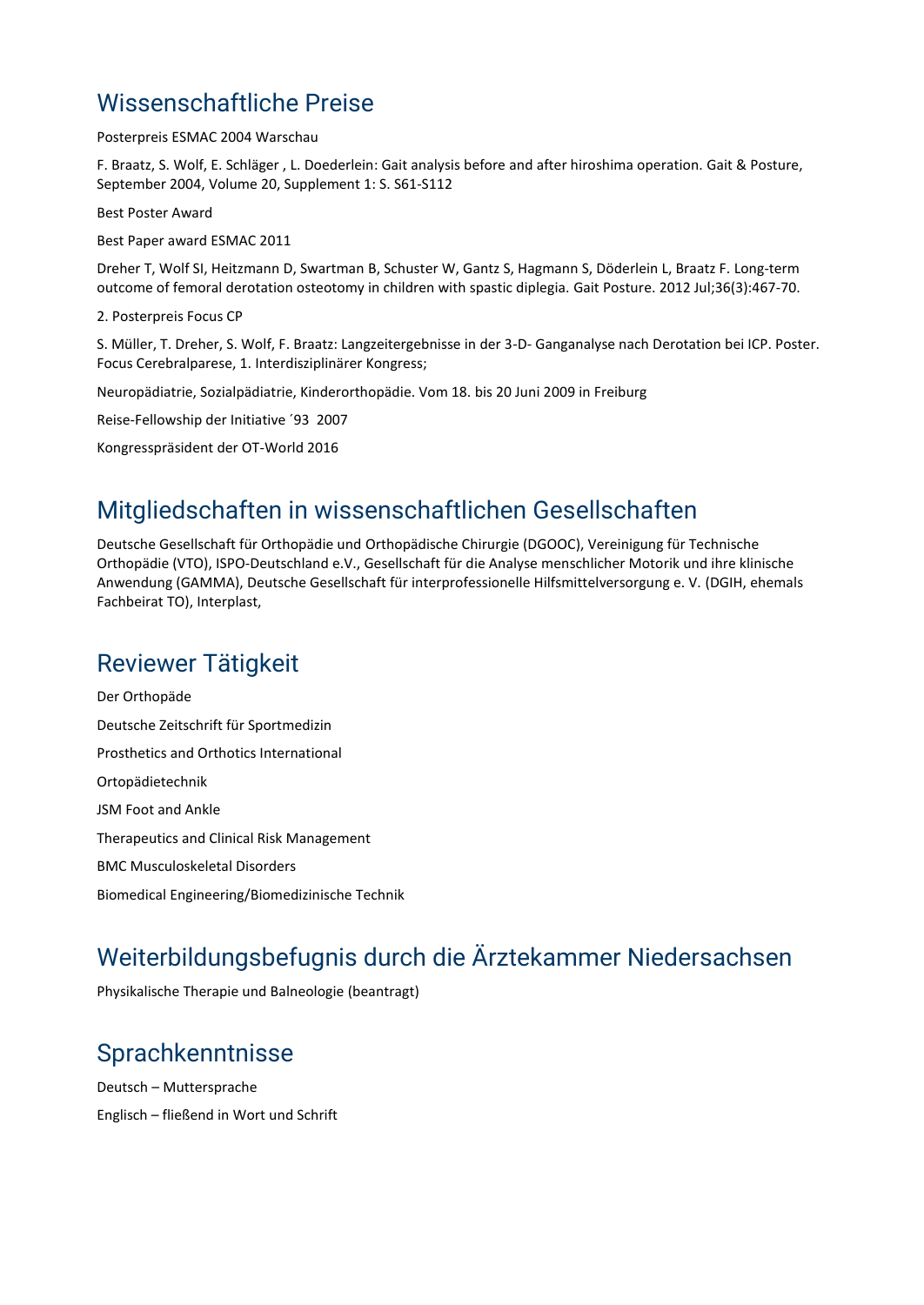## Wissenschaftliche Preise

Posterpreis ESMAC 2004 Warschau

F. Braatz, S. Wolf, E. Schläger , L. Doederlein: Gait analysis before and after hiroshima operation. Gait & Posture, September 2004, Volume 20, Supplement 1: S. S61-S112

Best Poster Award

Best Paper award ESMAC 2011

Dreher T, Wolf SI, Heitzmann D, Swartman B, Schuster W, Gantz S, Hagmann S, Döderlein L, Braatz F. Long-term outcome of femoral derotation osteotomy in children with spastic diplegia. Gait Posture. 2012 Jul;36(3):467-70.

2. Posterpreis Focus CP

S. Müller, T. Dreher, S. Wolf, F. Braatz: Langzeitergebnisse in der 3-D- Ganganalyse nach Derotation bei ICP. Poster. Focus Cerebralparese, 1. Interdisziplinärer Kongress;

Neuropädiatrie, Sozialpädiatrie, Kinderorthopädie. Vom 18. bis 20 Juni 2009 in Freiburg

Reise-Fellowship der Initiative ´93 2007

Kongresspräsident der OT-World 2016

## Mitgliedschaften in wissenschaftlichen Gesellschaften

Deutsche Gesellschaft für Orthopädie und Orthopädische Chirurgie (DGOOC), Vereinigung für Technische Orthopädie (VTO), ISPO-Deutschland e.V., Gesellschaft für die Analyse menschlicher Motorik und ihre klinische Anwendung (GAMMA), Deutsche Gesellschaft für interprofessionelle Hilfsmittelversorgung e. V. (DGIH, ehemals Fachbeirat TO), Interplast,

## Reviewer Tätigkeit

Der Orthopäde

Deutsche Zeitschrift für Sportmedizin

Prosthetics and Orthotics International

Ortopädietechnik

JSM Foot and Ankle

Therapeutics and Clinical Risk Management

BMC Musculoskeletal Disorders

Biomedical Engineering/Biomedizinische Technik

## Weiterbildungsbefugnis durch die Ärztekammer Niedersachsen

Physikalische Therapie und Balneologie (beantragt)

## Sprachkenntnisse

Deutsch – Muttersprache

Englisch – fließend in Wort und Schrift